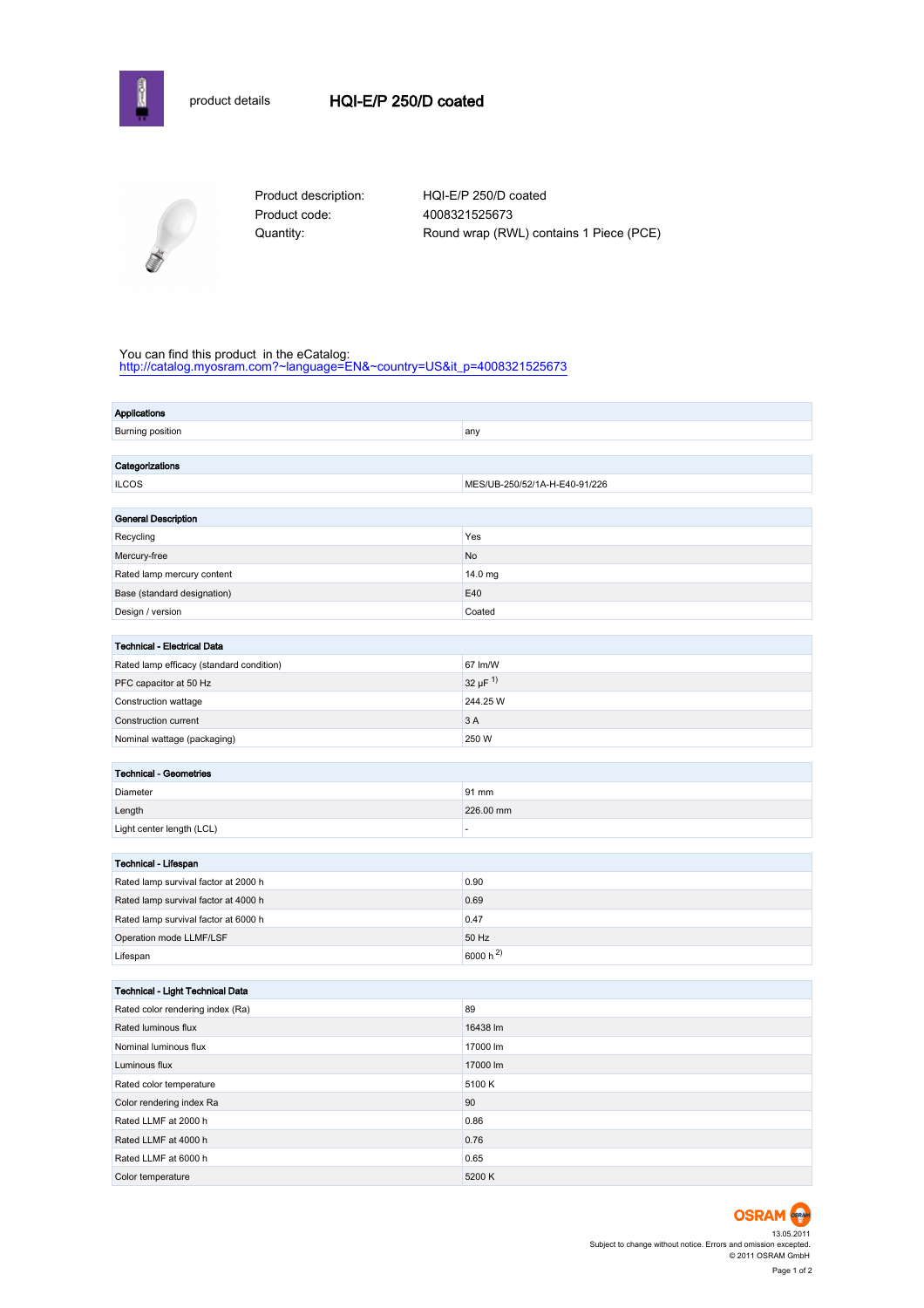product details

# HQI-E/P 250/D coated

Product description: HQI-E/P 250/D coated
Product code: 4008321525673
Quantity: Round wrap (RWL) contains 1 Piece (PCE)

You can find this product in the eCatalog:
http://catalog.myosram.com?~language=EN&~country=US&it_p=4008321525673

| **Applications** | |
|---|---|
| Burning position | any |

| **Categorizations** | |
|---|---|
| ILCOS | MES/UB-250/52/1A-H-E40-91/226 |

| **General Description** | |
|---|---|
| Recycling | Yes |
| Mercury-free | No |
| Rated lamp mercury content | 14.0 mg |
| Base (standard designation) | E40 |
| Design / version | Coated |

| **Technical - Electrical Data** | |
|---|---|
| Rated lamp efficacy (standard condition) | 67 lm/W |
| PFC capacitor at 50 Hz | 32 µF [1] |
| Construction wattage | 244.25 W |
| Construction current | 3 A |
| Nominal wattage (packaging) | 250 W |

| **Technical - Geometries** | |
|---|---|
| Diameter | 91 mm |
| Length | 226.00 mm |
| Light center length (LCL) | - |

| **Technical - Lifespan** | |
|---|---|
| Rated lamp survival factor at 2000 h | 0.90 |
| Rated lamp survival factor at 4000 h | 0.69 |
| Rated lamp survival factor at 6000 h | 0.47 |
| Operation mode LLMF/LSF | 50 Hz |
| Lifespan | 6000 h [2] |

| **Technical - Light Technical Data** | |
|---|---|
| Rated color rendering index (Ra) | 89 |
| Rated luminous flux | 16438 lm |
| Nominal luminous flux | 17000 lm |
| Luminous flux | 17000 lm |
| Rated color temperature | 5100 K |
| Color rendering index Ra | 90 |
| Rated LLMF at 2000 h | 0.86 |
| Rated LLMF at 4000 h | 0.76 |
| Rated LLMF at 6000 h | 0.65 |
| Color temperature | 5200 K |

OSRAM

13.05.2011
Subject to change without notice. Errors and omission excepted.
© 2011 OSRAM GmbH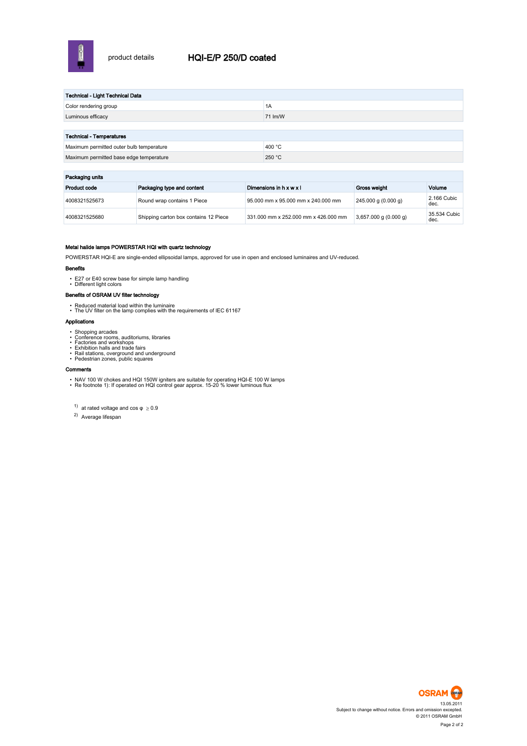product details

# HQI-E/P 250/D coated

| Technical - Light Technical Data | |
|---|---|
| Color rendering group | 1A |
| Luminous efficacy | 71 lm/W |

| Technical - Temperatures | |
|---|---|
| Maximum permitted outer bulb temperature | 400 °C |
| Maximum permitted base edge temperature | 250 °C |

**Packaging units**

| Product code | Packaging type and content | Dimensions in h x w x l | Gross weight | Volume |
|---|---|---|---|---|
| 4008321525673 | Round wrap contains 1 Piece | 95.000 mm x 95.000 mm x 240.000 mm | 245.000 g (0.000 g) | 2.166 Cubic dec. |
| 4008321525680 | Shipping carton box contains 12 Piece | 331.000 mm x 252.000 mm x 426.000 mm | 3,657.000 g (0.000 g) | 35.534 Cubic dec. |

### Metal halide lamps POWERSTAR HQI with quartz technology

POWERSTAR HQI-E are single-ended ellipsoidal lamps, approved for use in open and enclosed luminaires and UV-reduced.

#### Benefits

- E27 or E40 screw base for simple lamp handling
- Different light colors

#### Benefits of OSRAM UV filter technology

- Reduced material load within the luminaire
- The UV filter on the lamp complies with the requirements of IEC 61167

#### Applications

- Shopping arcades
- Conference rooms, auditoriums, libraries
- Factories and workshops
- Exhibition halls and trade fairs
- Rail stations, overground and underground
- Pedestrian zones, public squares

#### Comments

- NAV 100 W chokes and HQI 150W igniters are suitable for operating HQI-E 100 W lamps
- Re footnote 1): If operated on HQI control gear approx. 15-20 % lower luminous flux

[1] at rated voltage and cos φ $\geq 0.9$

[2] Average lifespan

13.05.2011
Subject to change without notice. Errors and omission excepted.
© 2011 OSRAM GmbH